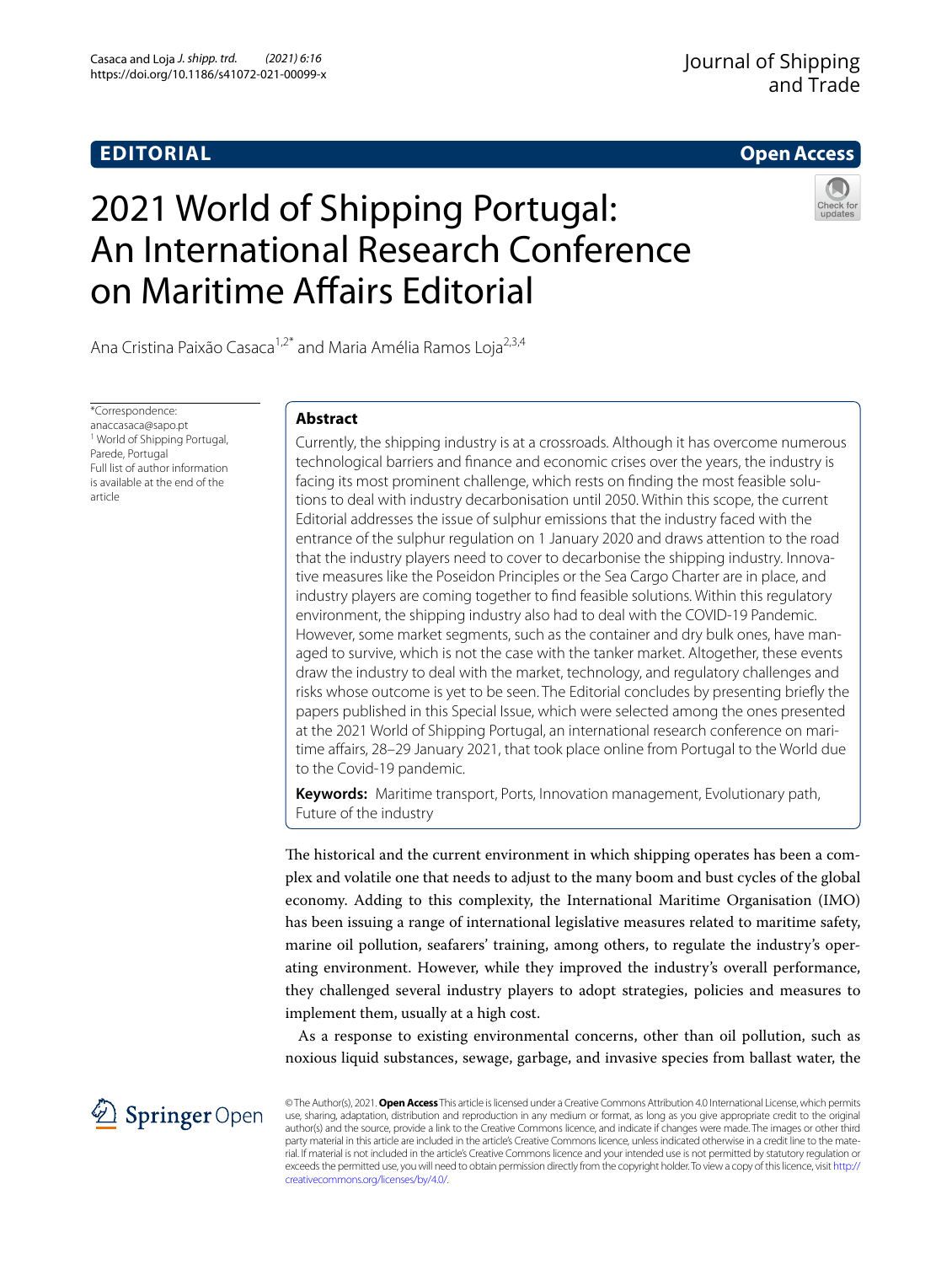EDITORIAL

Open Access

# 2021 World of Shipping Portugal: An International Research Conference on Maritime Affairs Editorial

Ana Cristina Paixão Casaca[1,2*] and Maria Amélia Ramos Loja[2,3,4]

*Correspondence: anaccasaca@sapo.pt
[1] World of Shipping Portugal, Parede, Portugal
Full list of author information is available at the end of the article

## Abstract

Currently, the shipping industry is at a crossroads. Although it has overcome numerous technological barriers and finance and economic crises over the years, the industry is facing its most prominent challenge, which rests on finding the most feasible solutions to deal with industry decarbonisation until 2050. Within this scope, the current Editorial addresses the issue of sulphur emissions that the industry faced with the entrance of the sulphur regulation on 1 January 2020 and draws attention to the road that the industry players need to cover to decarbonise the shipping industry. Innovative measures like the Poseidon Principles or the Sea Cargo Charter are in place, and industry players are coming together to find feasible solutions. Within this regulatory environment, the shipping industry also had to deal with the COVID-19 Pandemic. However, some market segments, such as the container and dry bulk ones, have managed to survive, which is not the case with the tanker market. Altogether, these events draw the industry to deal with the market, technology, and regulatory challenges and risks whose outcome is yet to be seen. The Editorial concludes by presenting briefly the papers published in this Special Issue, which were selected among the ones presented at the 2021 World of Shipping Portugal, an international research conference on maritime affairs, 28–29 January 2021, that took place online from Portugal to the World due to the Covid-19 pandemic.

**Keywords:** Maritime transport, Ports, Innovation management, Evolutionary path, Future of the industry

The historical and the current environment in which shipping operates has been a complex and volatile one that needs to adjust to the many boom and bust cycles of the global economy. Adding to this complexity, the International Maritime Organisation (IMO) has been issuing a range of international legislative measures related to maritime safety, marine oil pollution, seafarers' training, among others, to regulate the industry's operating environment. However, while they improved the industry's overall performance, they challenged several industry players to adopt strategies, policies and measures to implement them, usually at a high cost.

As a response to existing environmental concerns, other than oil pollution, such as noxious liquid substances, sewage, garbage, and invasive species from ballast water, the

© The Author(s), 2021. **Open Access** This article is licensed under a Creative Commons Attribution 4.0 International License, which permits use, sharing, adaptation, distribution and reproduction in any medium or format, as long as you give appropriate credit to the original author(s) and the source, provide a link to the Creative Commons licence, and indicate if changes were made. The images or other third party material in this article are included in the article's Creative Commons licence, unless indicated otherwise in a credit line to the material. If material is not included in the article's Creative Commons licence and your intended use is not permitted by statutory regulation or exceeds the permitted use, you will need to obtain permission directly from the copyright holder. To view a copy of this licence, visit http://creativecommons.org/licenses/by/4.0/.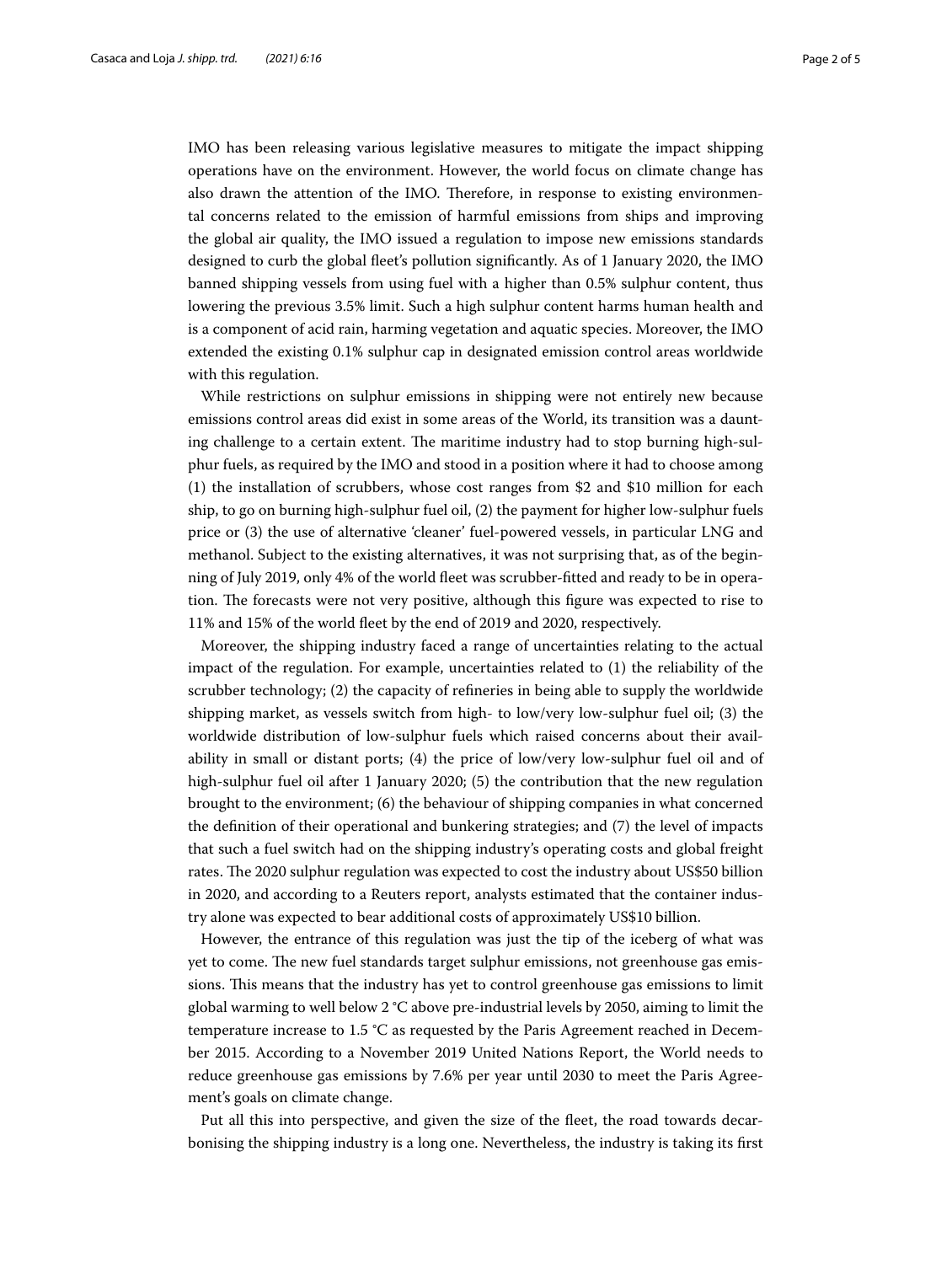IMO has been releasing various legislative measures to mitigate the impact shipping operations have on the environment. However, the world focus on climate change has also drawn the attention of the IMO. Therefore, in response to existing environmental concerns related to the emission of harmful emissions from ships and improving the global air quality, the IMO issued a regulation to impose new emissions standards designed to curb the global fleet's pollution significantly. As of 1 January 2020, the IMO banned shipping vessels from using fuel with a higher than 0.5% sulphur content, thus lowering the previous 3.5% limit. Such a high sulphur content harms human health and is a component of acid rain, harming vegetation and aquatic species. Moreover, the IMO extended the existing 0.1% sulphur cap in designated emission control areas worldwide with this regulation.

While restrictions on sulphur emissions in shipping were not entirely new because emissions control areas did exist in some areas of the World, its transition was a daunting challenge to a certain extent. The maritime industry had to stop burning high-sulphur fuels, as required by the IMO and stood in a position where it had to choose among (1) the installation of scrubbers, whose cost ranges from \$2 and \$10 million for each ship, to go on burning high-sulphur fuel oil, (2) the payment for higher low-sulphur fuels price or (3) the use of alternative 'cleaner' fuel-powered vessels, in particular LNG and methanol. Subject to the existing alternatives, it was not surprising that, as of the beginning of July 2019, only 4% of the world fleet was scrubber-fitted and ready to be in operation. The forecasts were not very positive, although this figure was expected to rise to 11% and 15% of the world fleet by the end of 2019 and 2020, respectively.

Moreover, the shipping industry faced a range of uncertainties relating to the actual impact of the regulation. For example, uncertainties related to (1) the reliability of the scrubber technology; (2) the capacity of refineries in being able to supply the worldwide shipping market, as vessels switch from high- to low/very low-sulphur fuel oil; (3) the worldwide distribution of low-sulphur fuels which raised concerns about their availability in small or distant ports; (4) the price of low/very low-sulphur fuel oil and of high-sulphur fuel oil after 1 January 2020; (5) the contribution that the new regulation brought to the environment; (6) the behaviour of shipping companies in what concerned the definition of their operational and bunkering strategies; and (7) the level of impacts that such a fuel switch had on the shipping industry's operating costs and global freight rates. The 2020 sulphur regulation was expected to cost the industry about US\$50 billion in 2020, and according to a Reuters report, analysts estimated that the container industry alone was expected to bear additional costs of approximately US\$10 billion.

However, the entrance of this regulation was just the tip of the iceberg of what was yet to come. The new fuel standards target sulphur emissions, not greenhouse gas emissions. This means that the industry has yet to control greenhouse gas emissions to limit global warming to well below 2 °C above pre-industrial levels by 2050, aiming to limit the temperature increase to 1.5 °C as requested by the Paris Agreement reached in December 2015. According to a November 2019 United Nations Report, the World needs to reduce greenhouse gas emissions by 7.6% per year until 2030 to meet the Paris Agreement's goals on climate change.

Put all this into perspective, and given the size of the fleet, the road towards decarbonising the shipping industry is a long one. Nevertheless, the industry is taking its first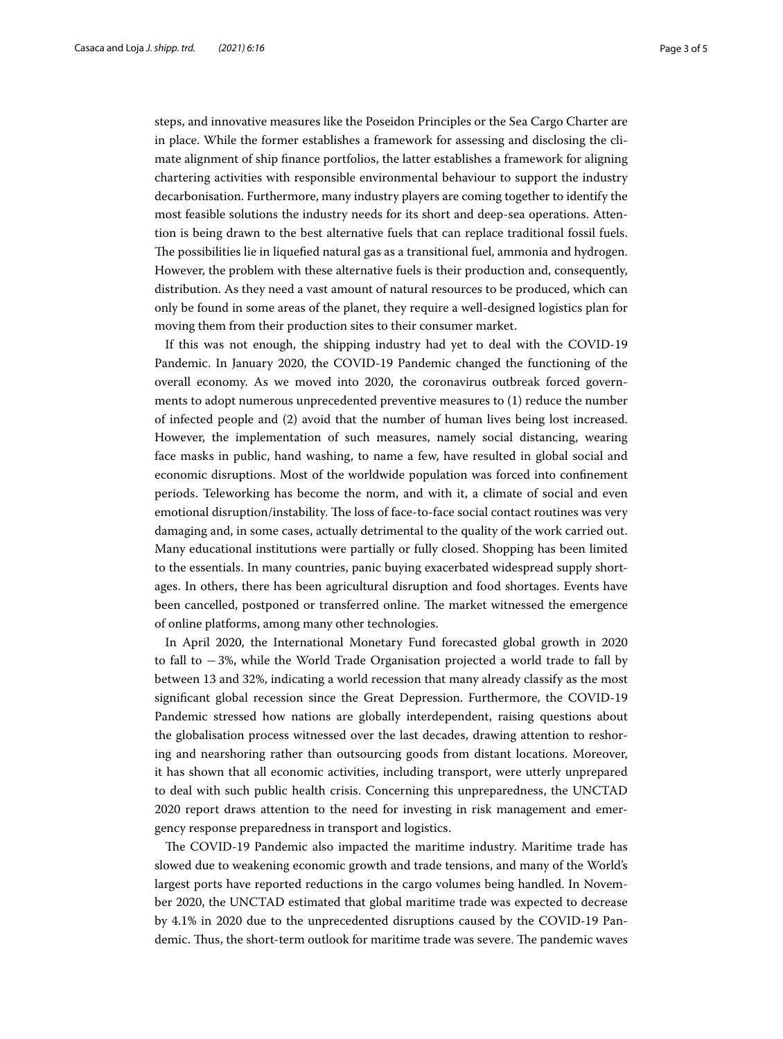steps, and innovative measures like the Poseidon Principles or the Sea Cargo Charter are in place. While the former establishes a framework for assessing and disclosing the climate alignment of ship finance portfolios, the latter establishes a framework for aligning chartering activities with responsible environmental behaviour to support the industry decarbonisation. Furthermore, many industry players are coming together to identify the most feasible solutions the industry needs for its short and deep-sea operations. Attention is being drawn to the best alternative fuels that can replace traditional fossil fuels. The possibilities lie in liquefied natural gas as a transitional fuel, ammonia and hydrogen. However, the problem with these alternative fuels is their production and, consequently, distribution. As they need a vast amount of natural resources to be produced, which can only be found in some areas of the planet, they require a well-designed logistics plan for moving them from their production sites to their consumer market.

If this was not enough, the shipping industry had yet to deal with the COVID-19 Pandemic. In January 2020, the COVID-19 Pandemic changed the functioning of the overall economy. As we moved into 2020, the coronavirus outbreak forced governments to adopt numerous unprecedented preventive measures to (1) reduce the number of infected people and (2) avoid that the number of human lives being lost increased. However, the implementation of such measures, namely social distancing, wearing face masks in public, hand washing, to name a few, have resulted in global social and economic disruptions. Most of the worldwide population was forced into confinement periods. Teleworking has become the norm, and with it, a climate of social and even emotional disruption/instability. The loss of face-to-face social contact routines was very damaging and, in some cases, actually detrimental to the quality of the work carried out. Many educational institutions were partially or fully closed. Shopping has been limited to the essentials. In many countries, panic buying exacerbated widespread supply shortages. In others, there has been agricultural disruption and food shortages. Events have been cancelled, postponed or transferred online. The market witnessed the emergence of online platforms, among many other technologies.

In April 2020, the International Monetary Fund forecasted global growth in 2020 to fall to −3%, while the World Trade Organisation projected a world trade to fall by between 13 and 32%, indicating a world recession that many already classify as the most significant global recession since the Great Depression. Furthermore, the COVID-19 Pandemic stressed how nations are globally interdependent, raising questions about the globalisation process witnessed over the last decades, drawing attention to reshoring and nearshoring rather than outsourcing goods from distant locations. Moreover, it has shown that all economic activities, including transport, were utterly unprepared to deal with such public health crisis. Concerning this unpreparedness, the UNCTAD 2020 report draws attention to the need for investing in risk management and emergency response preparedness in transport and logistics.

The COVID-19 Pandemic also impacted the maritime industry. Maritime trade has slowed due to weakening economic growth and trade tensions, and many of the World's largest ports have reported reductions in the cargo volumes being handled. In November 2020, the UNCTAD estimated that global maritime trade was expected to decrease by 4.1% in 2020 due to the unprecedented disruptions caused by the COVID-19 Pandemic. Thus, the short-term outlook for maritime trade was severe. The pandemic waves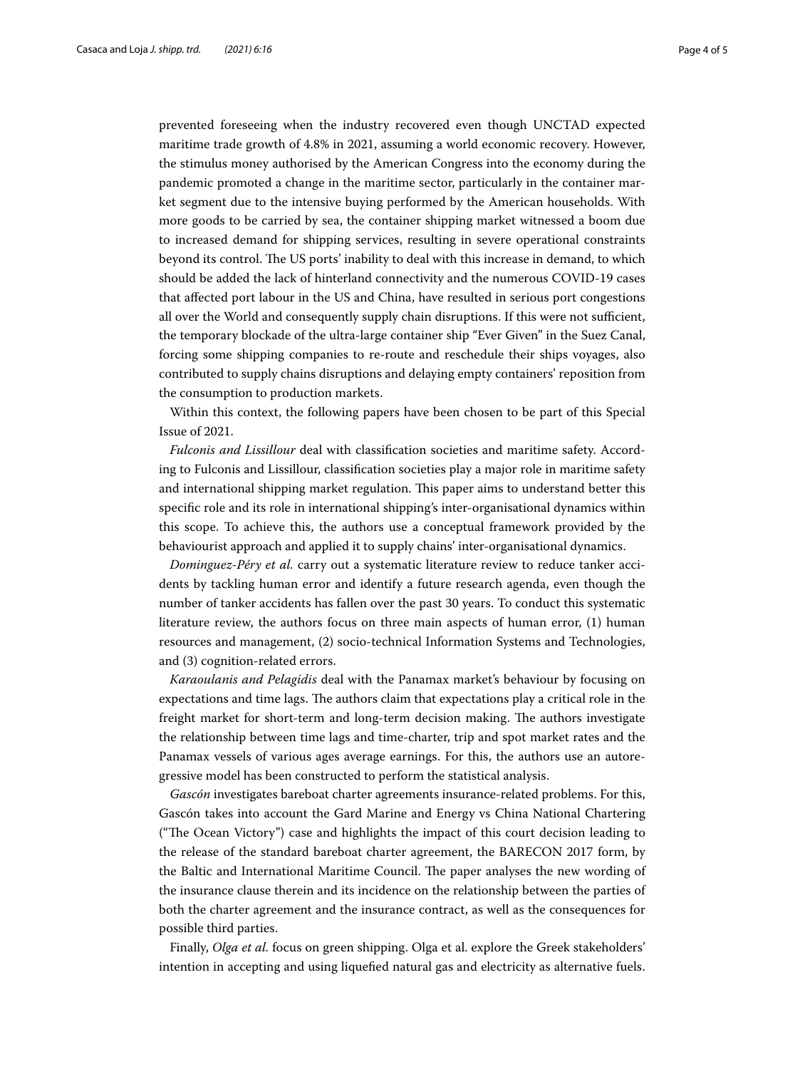prevented foreseeing when the industry recovered even though UNCTAD expected maritime trade growth of 4.8% in 2021, assuming a world economic recovery. However, the stimulus money authorised by the American Congress into the economy during the pandemic promoted a change in the maritime sector, particularly in the container market segment due to the intensive buying performed by the American households. With more goods to be carried by sea, the container shipping market witnessed a boom due to increased demand for shipping services, resulting in severe operational constraints beyond its control. The US ports' inability to deal with this increase in demand, to which should be added the lack of hinterland connectivity and the numerous COVID-19 cases that affected port labour in the US and China, have resulted in serious port congestions all over the World and consequently supply chain disruptions. If this were not sufficient, the temporary blockade of the ultra-large container ship "Ever Given" in the Suez Canal, forcing some shipping companies to re-route and reschedule their ships voyages, also contributed to supply chains disruptions and delaying empty containers' reposition from the consumption to production markets.

Within this context, the following papers have been chosen to be part of this Special Issue of 2021.

*Fulconis and Lissillour* deal with classification societies and maritime safety. According to Fulconis and Lissillour, classification societies play a major role in maritime safety and international shipping market regulation. This paper aims to understand better this specific role and its role in international shipping's inter-organisational dynamics within this scope. To achieve this, the authors use a conceptual framework provided by the behaviourist approach and applied it to supply chains' inter-organisational dynamics.

*Dominguez-Péry et al.* carry out a systematic literature review to reduce tanker accidents by tackling human error and identify a future research agenda, even though the number of tanker accidents has fallen over the past 30 years. To conduct this systematic literature review, the authors focus on three main aspects of human error, (1) human resources and management, (2) socio-technical Information Systems and Technologies, and (3) cognition-related errors.

*Karaoulanis and Pelagidis* deal with the Panamax market's behaviour by focusing on expectations and time lags. The authors claim that expectations play a critical role in the freight market for short-term and long-term decision making. The authors investigate the relationship between time lags and time-charter, trip and spot market rates and the Panamax vessels of various ages average earnings. For this, the authors use an autoregressive model has been constructed to perform the statistical analysis.

*Gascón* investigates bareboat charter agreements insurance-related problems. For this, Gascón takes into account the Gard Marine and Energy vs China National Chartering ("The Ocean Victory") case and highlights the impact of this court decision leading to the release of the standard bareboat charter agreement, the BARECON 2017 form, by the Baltic and International Maritime Council. The paper analyses the new wording of the insurance clause therein and its incidence on the relationship between the parties of both the charter agreement and the insurance contract, as well as the consequences for possible third parties.

Finally, *Olga et al.* focus on green shipping. Olga et al. explore the Greek stakeholders' intention in accepting and using liquefied natural gas and electricity as alternative fuels.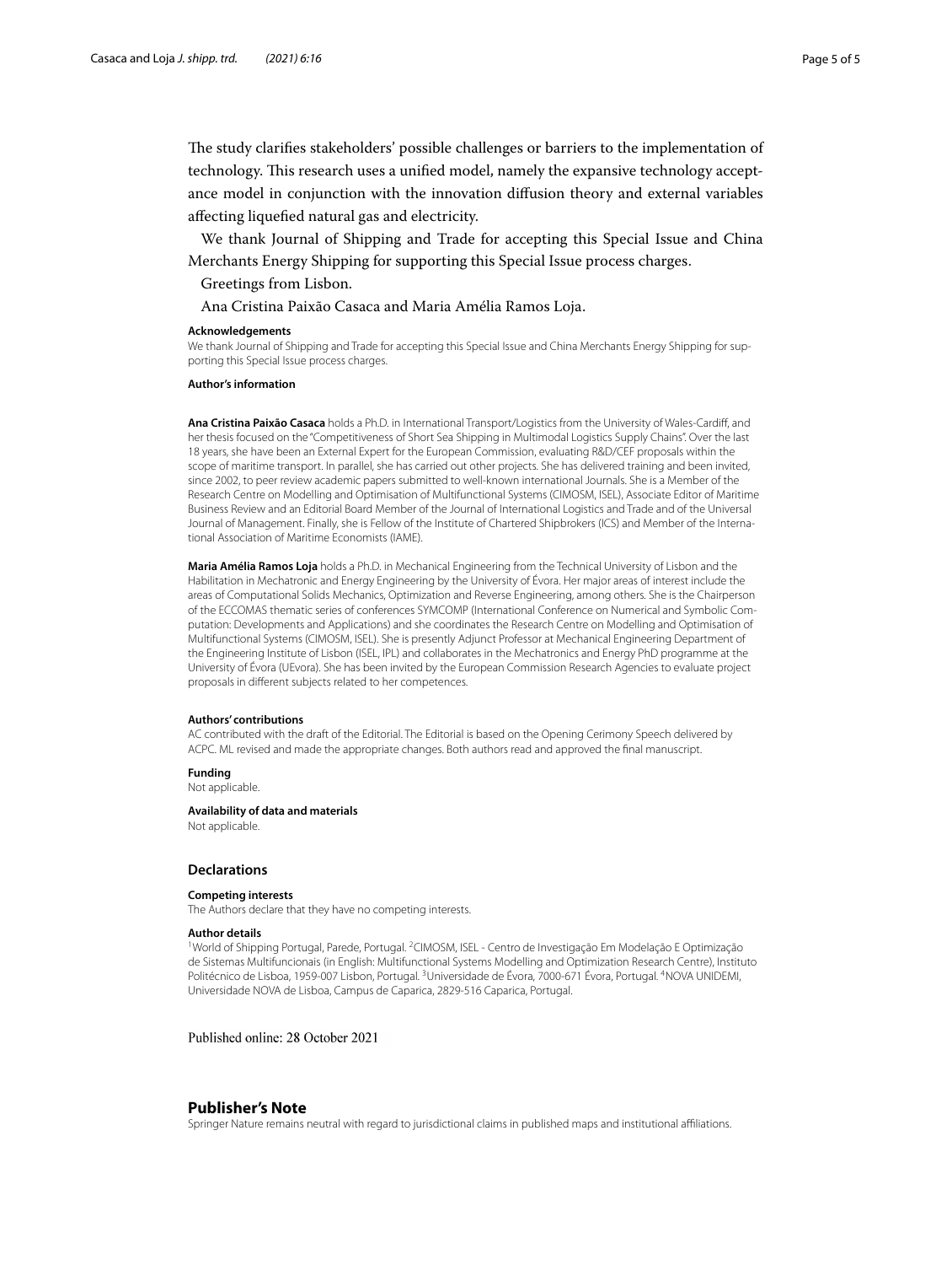The study clarifies stakeholders' possible challenges or barriers to the implementation of technology. This research uses a unified model, namely the expansive technology acceptance model in conjunction with the innovation diffusion theory and external variables affecting liquefied natural gas and electricity.

We thank Journal of Shipping and Trade for accepting this Special Issue and China Merchants Energy Shipping for supporting this Special Issue process charges.

Greetings from Lisbon.

Ana Cristina Paixão Casaca and Maria Amélia Ramos Loja.

#### Acknowledgements

We thank Journal of Shipping and Trade for accepting this Special Issue and China Merchants Energy Shipping for supporting this Special Issue process charges.

#### Author's information

**Ana Cristina Paixão Casaca** holds a Ph.D. in International Transport/Logistics from the University of Wales-Cardiff, and her thesis focused on the "Competitiveness of Short Sea Shipping in Multimodal Logistics Supply Chains". Over the last 18 years, she have been an External Expert for the European Commission, evaluating R&D/CEF proposals within the scope of maritime transport. In parallel, she has carried out other projects. She has delivered training and been invited, since 2002, to peer review academic papers submitted to well-known international Journals. She is a Member of the Research Centre on Modelling and Optimisation of Multifunctional Systems (CIMOSM, ISEL), Associate Editor of Maritime Business Review and an Editorial Board Member of the Journal of International Logistics and Trade and of the Universal Journal of Management. Finally, she is Fellow of the Institute of Chartered Shipbrokers (ICS) and Member of the International Association of Maritime Economists (IAME).

**Maria Amélia Ramos Loja** holds a Ph.D. in Mechanical Engineering from the Technical University of Lisbon and the Habilitation in Mechatronic and Energy Engineering by the University of Évora. Her major areas of interest include the areas of Computational Solids Mechanics, Optimization and Reverse Engineering, among others. She is the Chairperson of the ECCOMAS thematic series of conferences SYMCOMP (International Conference on Numerical and Symbolic Computation: Developments and Applications) and she coordinates the Research Centre on Modelling and Optimisation of Multifunctional Systems (CIMOSM, ISEL). She is presently Adjunct Professor at Mechanical Engineering Department of the Engineering Institute of Lisbon (ISEL, IPL) and collaborates in the Mechatronics and Energy PhD programme at the University of Évora (UEvora). She has been invited by the European Commission Research Agencies to evaluate project proposals in different subjects related to her competences.

#### Authors' contributions

AC contributed with the draft of the Editorial. The Editorial is based on the Opening Cerimony Speech delivered by ACPC. ML revised and made the appropriate changes. Both authors read and approved the final manuscript.

#### Funding

Not applicable.

#### Availability of data and materials

Not applicable.

### Declarations

#### Competing interests

The Authors declare that they have no competing interests.

#### Author details

[1]World of Shipping Portugal, Parede, Portugal. [2]CIMOSM, ISEL - Centro de Investigação Em Modelação E Optimização de Sistemas Multifuncionais (in English: Multifunctional Systems Modelling and Optimization Research Centre), Instituto Politécnico de Lisboa, 1959-007 Lisbon, Portugal. [3]Universidade de Évora, 7000-671 Évora, Portugal. [4]NOVA UNIDEMI, Universidade NOVA de Lisboa, Campus de Caparica, 2829-516 Caparica, Portugal.

Published online: 28 October 2021

### Publisher's Note

Springer Nature remains neutral with regard to jurisdictional claims in published maps and institutional affiliations.